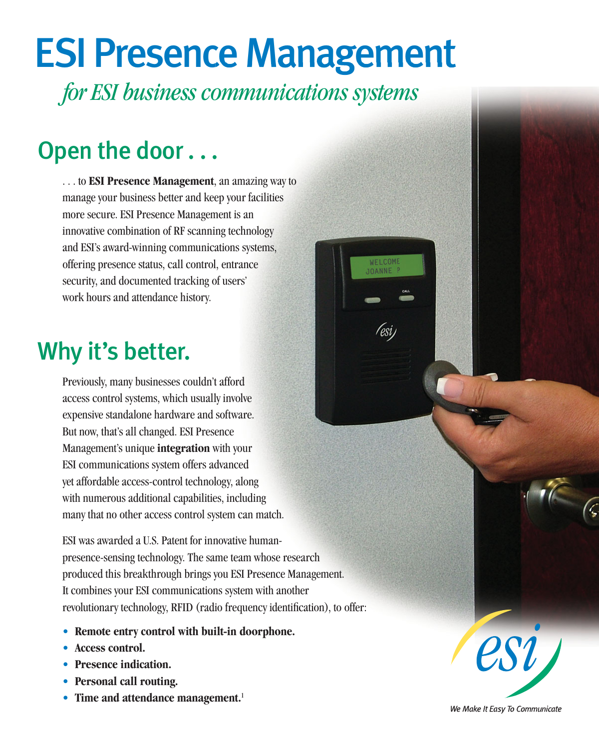# ESI Presence Management

*for ESI business communications systems*

## Open the door . . .

. . . to **ESI Presence Management**, an amazing way to manage your business better and keep your facilities more secure. ESI Presence Management is an innovative combination of RF scanning technology and ESI's award-winning communications systems, offering presence status, call control, entrance security, and documented tracking of users' work hours and attendance history.

## Why it's better.

Previously, many businesses couldn't afford access control systems, which usually involve expensive standalone hardware and software. But now, that's all changed. ESI Presence Management's unique **integration** with your ESI communications system offers advanced yet affordable access-control technology, along with numerous additional capabilities, including many that no other access control system can match.

ESI was awarded a U.S. Patent for innovative human-presence-sensing technology. The same team whose research produced this breakthrough brings you ESI Presence Management. It combines your ESI communications system with another revolutionary technology, RFID (radio frequency identification), to offer:

- **Remote entry control with built-in doorphone.**
- **Access control.**
- **Presence indication.**
- **Personal call routing.**
- **Time and attendance management.**[1]

*We Make It Easy To Communicate*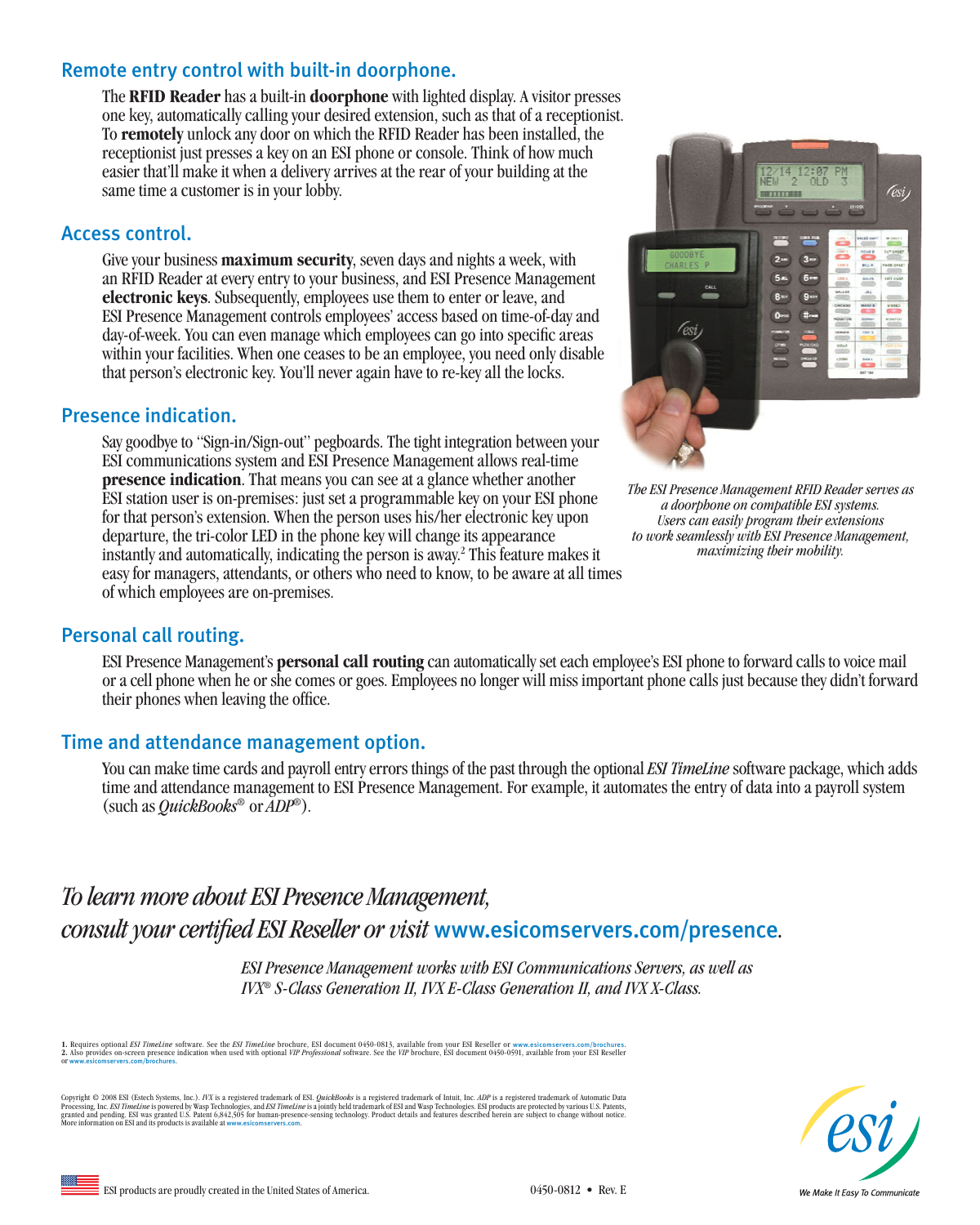## Remote entry control with built-in doorphone.

The **RFID Reader** has a built-in **doorphone** with lighted display. A visitor presses one key, automatically calling your desired extension, such as that of a receptionist. To **remotely** unlock any door on which the RFID Reader has been installed, the receptionist just presses a key on an ESI phone or console. Think of how much easier that'll make it when a delivery arrives at the rear of your building at the same time a customer is in your lobby.

## Access control.

Give your business **maximum security**, seven days and nights a week, with an RFID Reader at every entry to your business, and ESI Presence Management **electronic keys**. Subsequently, employees use them to enter or leave, and ESI Presence Management controls employees' access based on time-of-day and day-of-week. You can even manage which employees can go into specific areas within your facilities. When one ceases to be an employee, you need only disable that person's electronic key. You'll never again have to re-key all the locks.

## Presence indication.

Say goodbye to "Sign-in/Sign-out" pegboards. The tight integration between your ESI communications system and ESI Presence Management allows real-time **presence indication**. That means you can see at a glance whether another ESI station user is on-premises: just set a programmable key on your ESI phone for that person's extension. When the person uses his/her electronic key upon departure, the tri-color LED in the phone key will change its appearance instantly and automatically, indicating the person is away.[2] This feature makes it easy for managers, attendants, or others who need to know, to be aware at all times of which employees are on-premises.

*The ESI Presence Management RFID Reader serves as a doorphone on compatible ESI systems. Users can easily program their extensions to work seamlessly with ESI Presence Management, maximizing their mobility.*

## Personal call routing.

ESI Presence Management's **personal call routing** can automatically set each employee's ESI phone to forward calls to voice mail or a cell phone when he or she comes or goes. Employees no longer will miss important phone calls just because they didn't forward their phones when leaving the office.

## Time and attendance management option.

You can make time cards and payroll entry errors things of the past through the optional *ESI TimeLine* software package, which adds time and attendance management to ESI Presence Management. For example, it automates the entry of data into a payroll system (such as *QuickBooks*® or *ADP*®).

*To learn more about ESI Presence Management, consult your certified ESI Reseller or visit* www.esicomservers.com/presence.

*ESI Presence Management works with ESI Communications Servers, as well as IVX® S-Class Generation II, IVX E-Class Generation II, and IVX X-Class.*

**1.** Requires optional *ESI TimeLine* software. See the *ESI TimeLine* brochure, ESI document 0450-0813, available from your ESI Reseller or www.esicomservers.com/brochures.
**2.** Also provides on-screen presence indication when used with optional *VIP Professional* software. See the *VIP* brochure, ESI document 0450-0591, available from your ESI Reseller or www.esicomservers.com/brochures.

Copyright © 2008 ESI (Estech Systems, Inc.). *IVX* is a registered trademark of ESI. *QuickBooks* is a registered trademark of Intuit, Inc. *ADP* is a registered trademark of Automatic Data Processing, Inc. *ESI TimeLine* is powered by Wasp Technologies, and *ESI TimeLine* is a jointly held trademark of ESI and Wasp Technologies. ESI products are protected by various U.S. Patents, granted and pending. ESI was granted U.S. Patent 6,842,505 for human-presence-sensing technology. Product details and features described herein are subject to change without notice. More information on ESI and its products is available at www.esicomservers.com.

ESI products are proudly created in the United States of America.

0450-0812 • Rev. E

We Make It Easy To Communicate